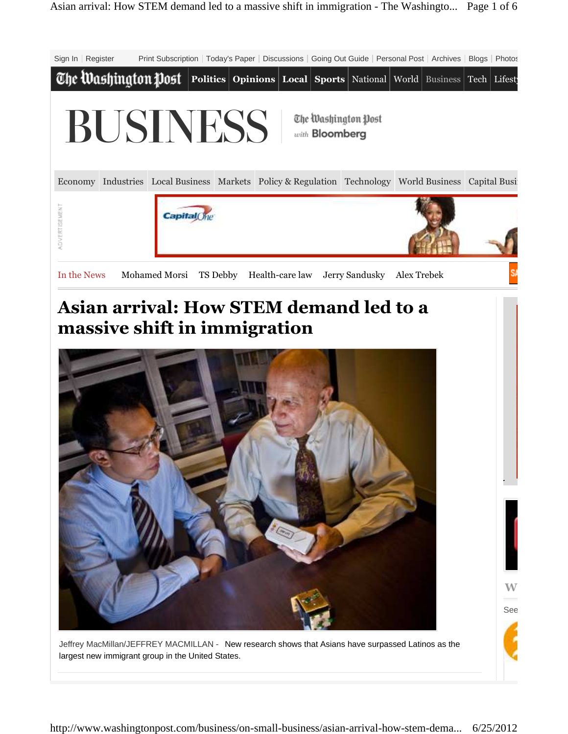# Asian arrival: How STEM demand led to a massive shift in immigration

Jeffrey MacMillan/JEFFREY MACMILLAN - New research shows that Asians have surpassed Latinos as the largest new immigrant group in the United States.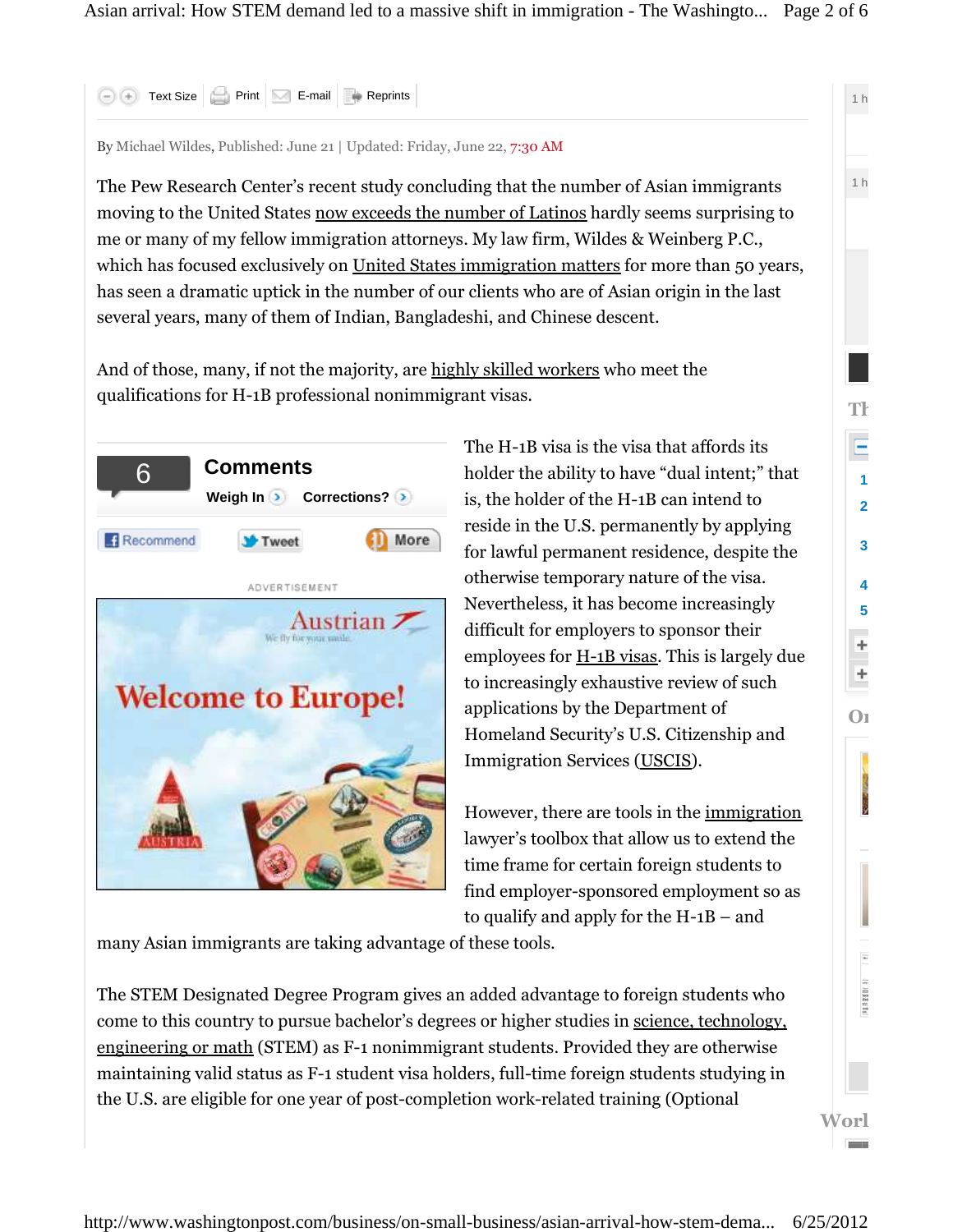By Michael Wildes, Published: June 21 | Updated: Friday, June 22, 7:30 AM

The Pew Research Center's recent study concluding that the number of Asian immigrants moving to the United States now exceeds the number of Latinos hardly seems surprising to me or many of my fellow immigration attorneys. My law firm, Wildes & Weinberg P.C., which has focused exclusively on United States immigration matters for more than 50 years, has seen a dramatic uptick in the number of our clients who are of Asian origin in the last several years, many of them of Indian, Bangladeshi, and Chinese descent.

And of those, many, if not the majority, are highly skilled workers who meet the qualifications for H-1B professional nonimmigrant visas.

The H-1B visa is the visa that affords its holder the ability to have "dual intent;" that is, the holder of the H-1B can intend to reside in the U.S. permanently by applying for lawful permanent residence, despite the otherwise temporary nature of the visa. Nevertheless, it has become increasingly difficult for employers to sponsor their employees for H-1B visas. This is largely due to increasingly exhaustive review of such applications by the Department of Homeland Security's U.S. Citizenship and Immigration Services (USCIS).

However, there are tools in the immigration lawyer's toolbox that allow us to extend the time frame for certain foreign students to find employer-sponsored employment so as to qualify and apply for the H-1B – and many Asian immigrants are taking advantage of these tools.

The STEM Designated Degree Program gives an added advantage to foreign students who come to this country to pursue bachelor's degrees or higher studies in science, technology, engineering or math (STEM) as F-1 nonimmigrant students. Provided they are otherwise maintaining valid status as F-1 student visa holders, full-time foreign students studying in the U.S. are eligible for one year of post-completion work-related training (Optional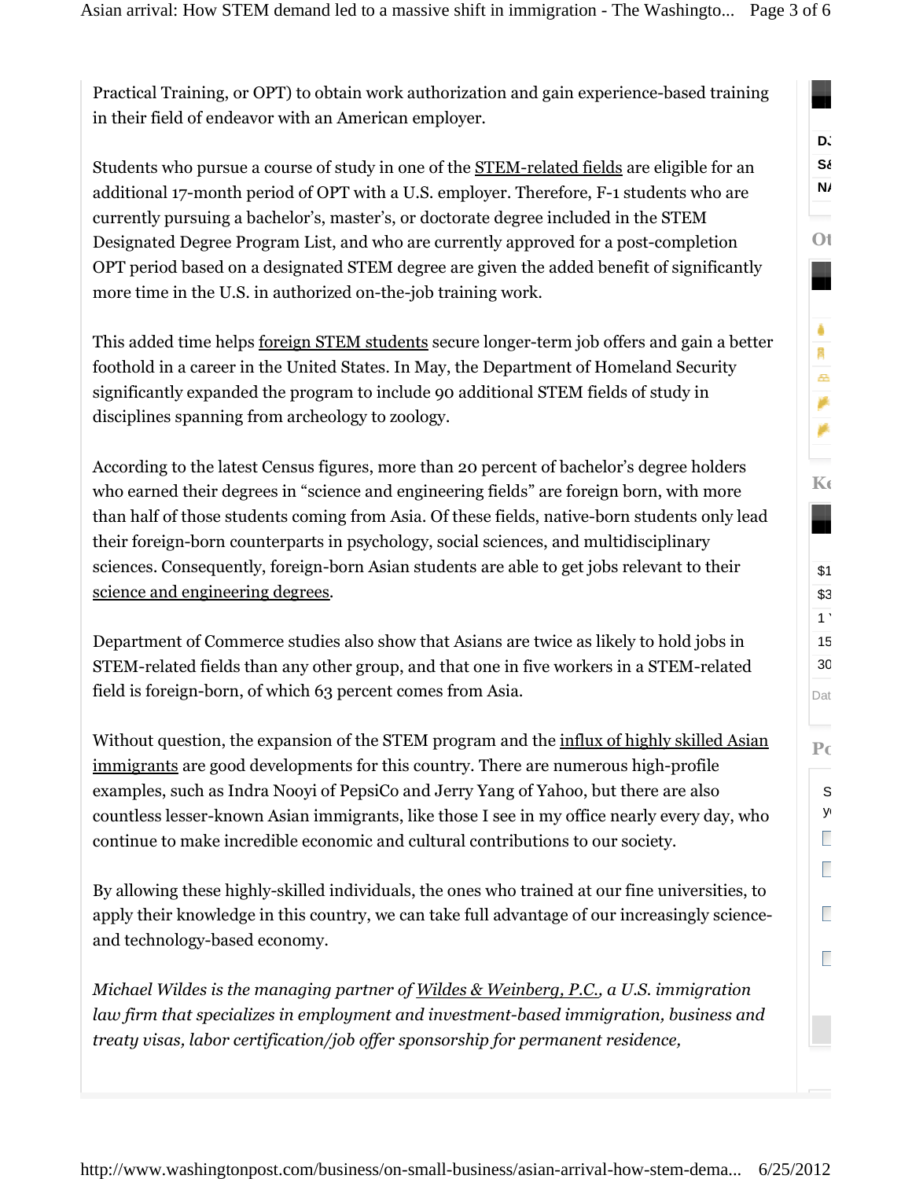Practical Training, or OPT) to obtain work authorization and gain experience-based training in their field of endeavor with an American employer.

Students who pursue a course of study in one of the STEM-related fields are eligible for an additional 17-month period of OPT with a U.S. employer. Therefore, F-1 students who are currently pursuing a bachelor's, master's, or doctorate degree included in the STEM Designated Degree Program List, and who are currently approved for a post-completion OPT period based on a designated STEM degree are given the added benefit of significantly more time in the U.S. in authorized on-the-job training work.

This added time helps foreign STEM students secure longer-term job offers and gain a better foothold in a career in the United States. In May, the Department of Homeland Security significantly expanded the program to include 90 additional STEM fields of study in disciplines spanning from archeology to zoology.

According to the latest Census figures, more than 20 percent of bachelor's degree holders who earned their degrees in "science and engineering fields" are foreign born, with more than half of those students coming from Asia. Of these fields, native-born students only lead their foreign-born counterparts in psychology, social sciences, and multidisciplinary sciences. Consequently, foreign-born Asian students are able to get jobs relevant to their science and engineering degrees.

Department of Commerce studies also show that Asians are twice as likely to hold jobs in STEM-related fields than any other group, and that one in five workers in a STEM-related field is foreign-born, of which 63 percent comes from Asia.

Without question, the expansion of the STEM program and the influx of highly skilled Asian immigrants are good developments for this country. There are numerous high-profile examples, such as Indra Nooyi of PepsiCo and Jerry Yang of Yahoo, but there are also countless lesser-known Asian immigrants, like those I see in my office nearly every day, who continue to make incredible economic and cultural contributions to our society.

By allowing these highly-skilled individuals, the ones who trained at our fine universities, to apply their knowledge in this country, we can take full advantage of our increasingly science- and technology-based economy.

*Michael Wildes is the managing partner of Wildes & Weinberg, P.C., a U.S. immigration law firm that specializes in employment and investment-based immigration, business and treaty visas, labor certification/job offer sponsorship for permanent residence,*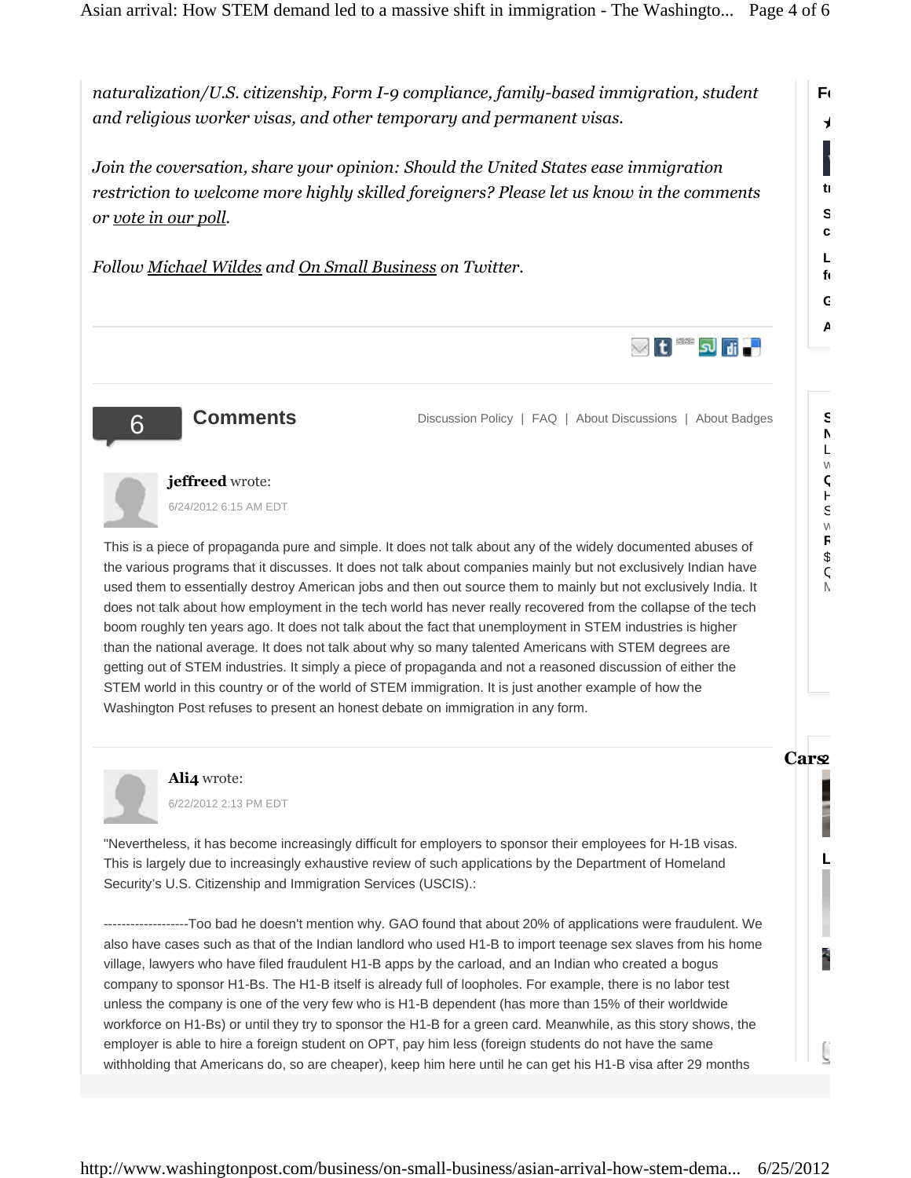*naturalization/U.S. citizenship, Form I-9 compliance, family-based immigration, student and religious worker visas, and other temporary and permanent visas.*

*Join the coversation, share your opinion: Should the United States ease immigration restriction to welcome more highly skilled foreigners? Please let us know in the comments or vote in our poll.*

*Follow Michael Wildes and On Small Business on Twitter.*

## 6 Comments

Discussion Policy | FAQ | About Discussions | About Badges

**jeffreed** wrote:

6/24/2012 6:15 AM EDT

This is a piece of propaganda pure and simple. It does not talk about any of the widely documented abuses of the various programs that it discusses. It does not talk about companies mainly but not exclusively Indian have used them to essentially destroy American jobs and then out source them to mainly but not exclusively India. It does not talk about how employment in the tech world has never really recovered from the collapse of the tech boom roughly ten years ago. It does not talk about the fact that unemployment in STEM industries is higher than the national average. It does not talk about why so many talented Americans with STEM degrees are getting out of STEM industries. It simply a piece of propaganda and not a reasoned discussion of either the STEM world in this country or of the world of STEM immigration. It is just another example of how the Washington Post refuses to present an honest debate on immigration in any form.

**Ali4** wrote:

6/22/2012 2:13 PM EDT

"Nevertheless, it has become increasingly difficult for employers to sponsor their employees for H-1B visas. This is largely due to increasingly exhaustive review of such applications by the Department of Homeland Security's U.S. Citizenship and Immigration Services (USCIS).:

-------------------Too bad he doesn't mention why. GAO found that about 20% of applications were fraudulent. We also have cases such as that of the Indian landlord who used H1-B to import teenage sex slaves from his home village, lawyers who have filed fraudulent H1-B apps by the carload, and an Indian who created a bogus company to sponsor H1-Bs. The H1-B itself is already full of loopholes. For example, there is no labor test unless the company is one of the very few who is H1-B dependent (has more than 15% of their worldwide workforce on H1-Bs) or until they try to sponsor the H1-B for a green card. Meanwhile, as this story shows, the employer is able to hire a foreign student on OPT, pay him less (foreign students do not have the same withholding that Americans do, so are cheaper), keep him here until he can get his H1-B visa after 29 months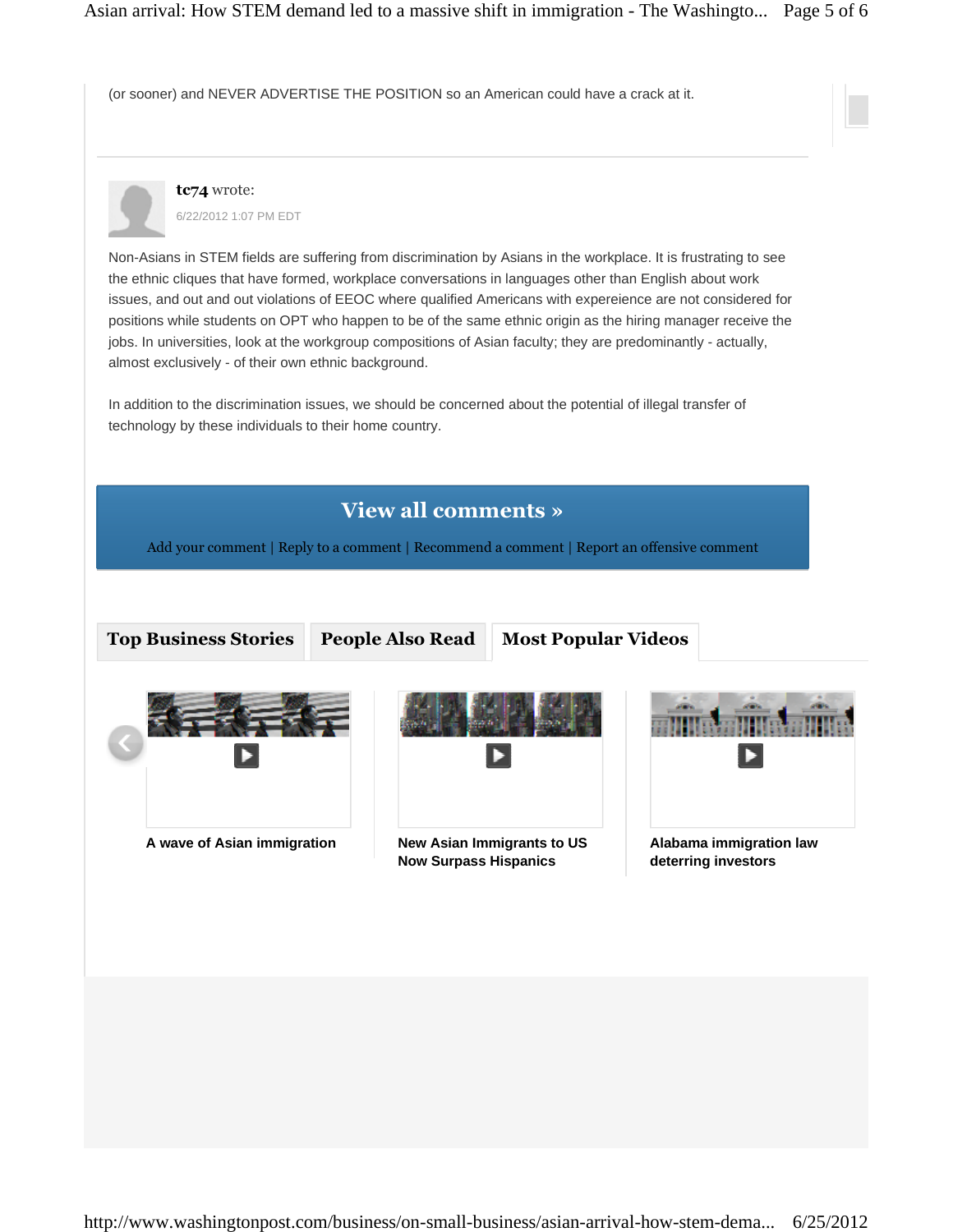(or sooner) and NEVER ADVERTISE THE POSITION so an American could have a crack at it.

**tc74** wrote:

6/22/2012 1:07 PM EDT

Non-Asians in STEM fields are suffering from discrimination by Asians in the workplace. It is frustrating to see the ethnic cliques that have formed, workplace conversations in languages other than English about work issues, and out and out violations of EEOC where qualified Americans with expereience are not considered for positions while students on OPT who happen to be of the same ethnic origin as the hiring manager receive the jobs. In universities, look at the workgroup compositions of Asian faculty; they are predominantly - actually, almost exclusively - of their own ethnic background.

In addition to the discrimination issues, we should be concerned about the potential of illegal transfer of technology by these individuals to their home country.

**View all comments »**

Add your comment | Reply to a comment | Recommend a comment | Report an offensive comment

**Top Business Stories** | **People Also Read** | **Most Popular Videos**

**A wave of Asian immigration**

**New Asian Immigrants to US Now Surpass Hispanics**

**Alabama immigration law deterring investors**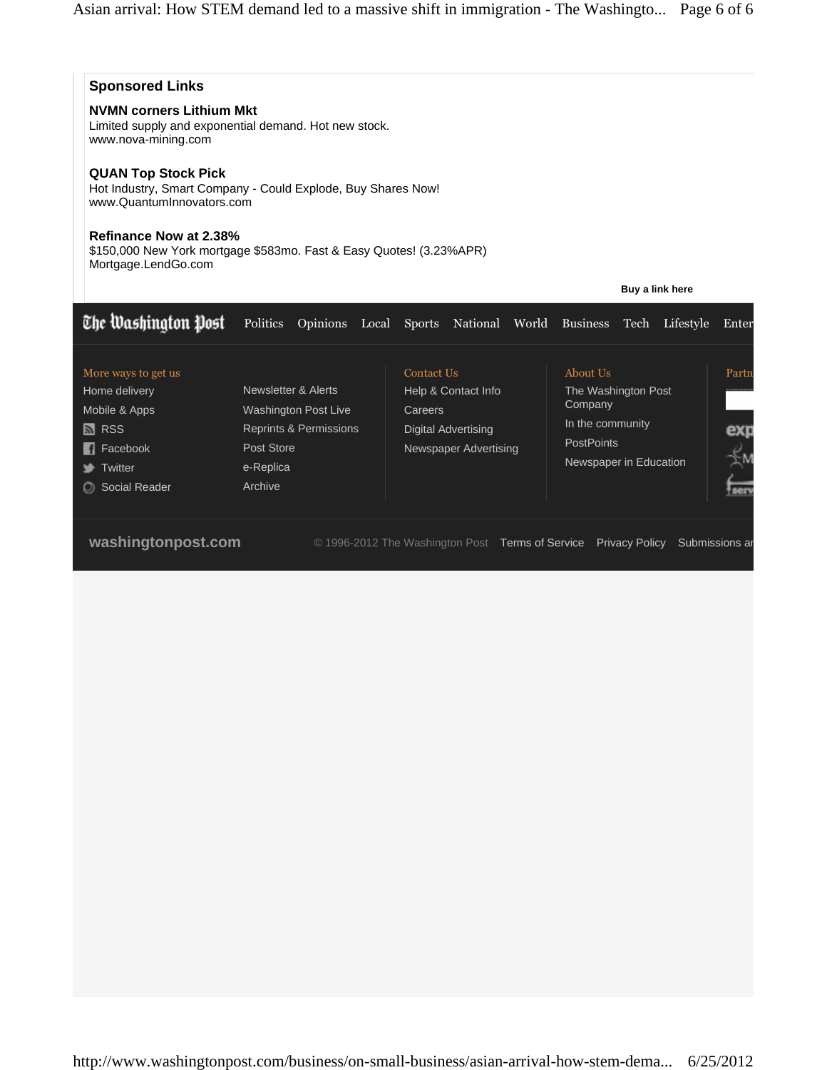## Sponsored Links

**NVMN corners Lithium Mkt**
Limited supply and exponential demand. Hot new stock.
www.nova-mining.com

**QUAN Top Stock Pick**
Hot Industry, Smart Company - Could Explode, Buy Shares Now!
www.QuantumInnovators.com

**Refinance Now at 2.38%**
$150,000 New York mortgage $583mo. Fast & Easy Quotes! (3.23%APR)
Mortgage.LendGo.com

**Buy a link here**

The Washington Post — Politics · Opinions · Local · Sports · National · World · Business · Tech · Lifestyle · Enter

**More ways to get us**
- Home delivery
- Mobile & Apps
- RSS
- Facebook
- Twitter
- Social Reader
- Newsletter & Alerts
- Washington Post Live
- Reprints & Permissions
- Post Store
- e-Replica
- Archive

**Contact Us**
- Help & Contact Info
- Careers
- Digital Advertising
- Newspaper Advertising

**About Us**
- The Washington Post Company
- In the community
- PostPoints
- Newspaper in Education

**Partn**

**washingtonpost.com** © 1996-2012 The Washington Post · Terms of Service · Privacy Policy · Submissions ar